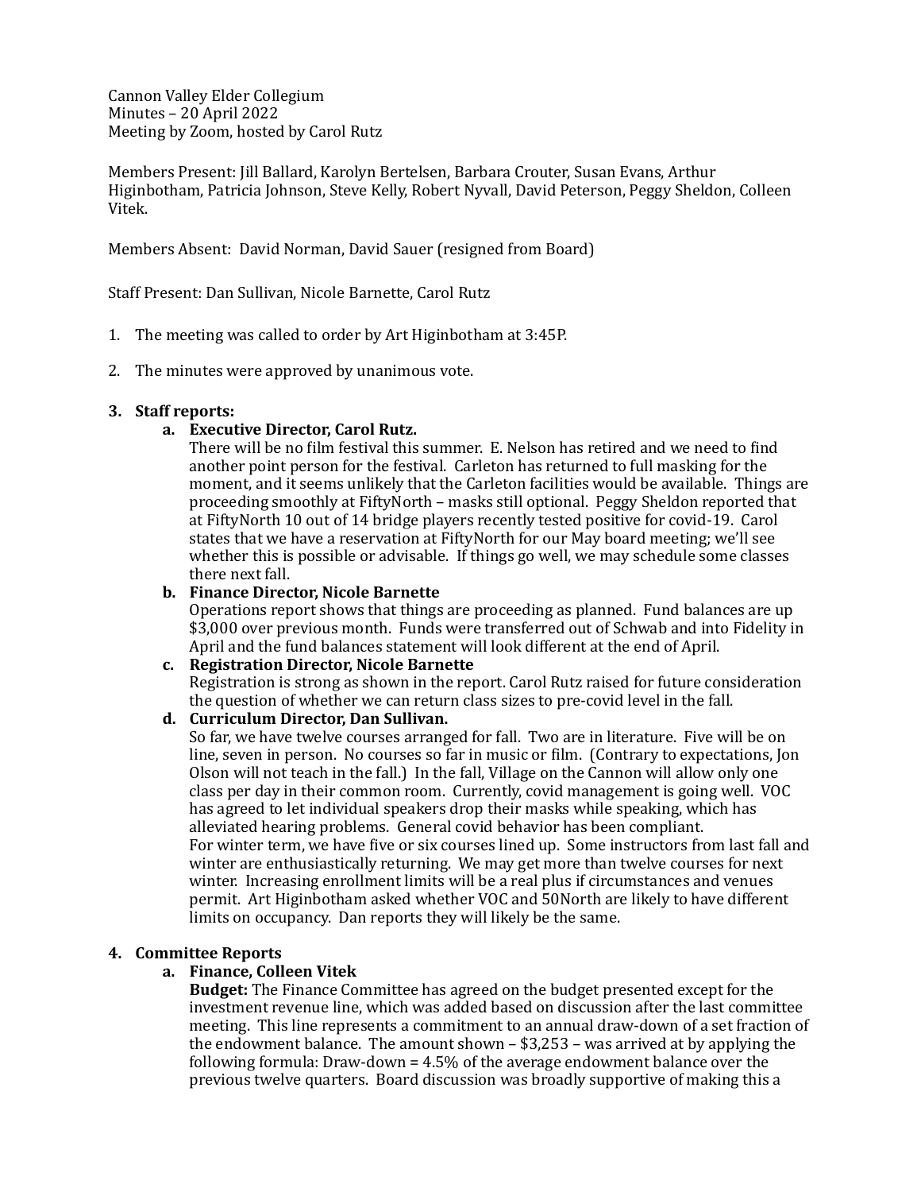Cannon Valley Elder Collegium
Minutes – 20 April 2022
Meeting by Zoom, hosted by Carol Rutz

Members Present: Jill Ballard, Karolyn Bertelsen, Barbara Crouter, Susan Evans, Arthur Higinbotham, Patricia Johnson, Steve Kelly, Robert Nyvall, David Peterson, Peggy Sheldon, Colleen Vitek.

Members Absent: David Norman, David Sauer (resigned from Board)

Staff Present: Dan Sullivan, Nicole Barnette, Carol Rutz

1. The meeting was called to order by Art Higinbotham at 3:45P.

2. The minutes were approved by unanimous vote.

3. **Staff reports:**
   a. **Executive Director, Carol Rutz.**
      There will be no film festival this summer. E. Nelson has retired and we need to find another point person for the festival. Carleton has returned to full masking for the moment, and it seems unlikely that the Carleton facilities would be available. Things are proceeding smoothly at FiftyNorth – masks still optional. Peggy Sheldon reported that at FiftyNorth 10 out of 14 bridge players recently tested positive for covid-19. Carol states that we have a reservation at FiftyNorth for our May board meeting; we'll see whether this is possible or advisable. If things go well, we may schedule some classes there next fall.
   b. **Finance Director, Nicole Barnette**
      Operations report shows that things are proceeding as planned. Fund balances are up $3,000 over previous month. Funds were transferred out of Schwab and into Fidelity in April and the fund balances statement will look different at the end of April.
   c. **Registration Director, Nicole Barnette**
      Registration is strong as shown in the report. Carol Rutz raised for future consideration the question of whether we can return class sizes to pre-covid level in the fall.
   d. **Curriculum Director, Dan Sullivan.**
      So far, we have twelve courses arranged for fall. Two are in literature. Five will be on line, seven in person. No courses so far in music or film. (Contrary to expectations, Jon Olson will not teach in the fall.) In the fall, Village on the Cannon will allow only one class per day in their common room. Currently, covid management is going well. VOC has agreed to let individual speakers drop their masks while speaking, which has alleviated hearing problems. General covid behavior has been compliant.
      For winter term, we have five or six courses lined up. Some instructors from last fall and winter are enthusiastically returning. We may get more than twelve courses for next winter. Increasing enrollment limits will be a real plus if circumstances and venues permit. Art Higinbotham asked whether VOC and 50North are likely to have different limits on occupancy. Dan reports they will likely be the same.

4. **Committee Reports**
   a. **Finance, Colleen Vitek**
      **Budget:** The Finance Committee has agreed on the budget presented except for the investment revenue line, which was added based on discussion after the last committee meeting. This line represents a commitment to an annual draw-down of a set fraction of the endowment balance. The amount shown – $3,253 – was arrived at by applying the following formula: Draw-down = 4.5% of the average endowment balance over the previous twelve quarters. Board discussion was broadly supportive of making this a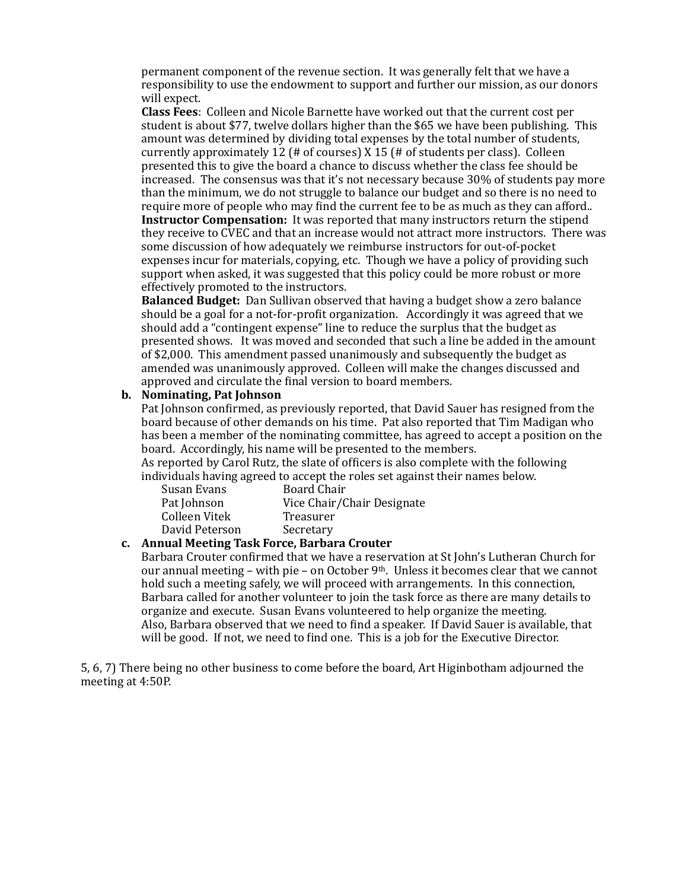permanent component of the revenue section. It was generally felt that we have a responsibility to use the endowment to support and further our mission, as our donors will expect.

**Class Fees**: Colleen and Nicole Barnette have worked out that the current cost per student is about $77, twelve dollars higher than the $65 we have been publishing. This amount was determined by dividing total expenses by the total number of students, currently approximately 12 (# of courses) X 15 (# of students per class). Colleen presented this to give the board a chance to discuss whether the class fee should be increased. The consensus was that it's not necessary because 30% of students pay more than the minimum, we do not struggle to balance our budget and so there is no need to require more of people who may find the current fee to be as much as they can afford..

**Instructor Compensation:** It was reported that many instructors return the stipend they receive to CVEC and that an increase would not attract more instructors. There was some discussion of how adequately we reimburse instructors for out-of-pocket expenses incur for materials, copying, etc. Though we have a policy of providing such support when asked, it was suggested that this policy could be more robust or more effectively promoted to the instructors.

**Balanced Budget:** Dan Sullivan observed that having a budget show a zero balance should be a goal for a not-for-profit organization. Accordingly it was agreed that we should add a "contingent expense" line to reduce the surplus that the budget as presented shows. It was moved and seconded that such a line be added in the amount of $2,000. This amendment passed unanimously and subsequently the budget as amended was unanimously approved. Colleen will make the changes discussed and approved and circulate the final version to board members.

**b. Nominating, Pat Johnson**

Pat Johnson confirmed, as previously reported, that David Sauer has resigned from the board because of other demands on his time. Pat also reported that Tim Madigan who has been a member of the nominating committee, has agreed to accept a position on the board. Accordingly, his name will be presented to the members.

As reported by Carol Rutz, the slate of officers is also complete with the following individuals having agreed to accept the roles set against their names below.

| | |
|---|---|
| Susan Evans | Board Chair |
| Pat Johnson | Vice Chair/Chair Designate |
| Colleen Vitek | Treasurer |
| David Peterson | Secretary |

**c. Annual Meeting Task Force, Barbara Crouter**

Barbara Crouter confirmed that we have a reservation at St John's Lutheran Church for our annual meeting – with pie – on October 9th. Unless it becomes clear that we cannot hold such a meeting safely, we will proceed with arrangements. In this connection, Barbara called for another volunteer to join the task force as there are many details to organize and execute. Susan Evans volunteered to help organize the meeting.

Also, Barbara observed that we need to find a speaker. If David Sauer is available, that will be good. If not, we need to find one. This is a job for the Executive Director.

5, 6, 7) There being no other business to come before the board, Art Higinbotham adjourned the meeting at 4:50P.